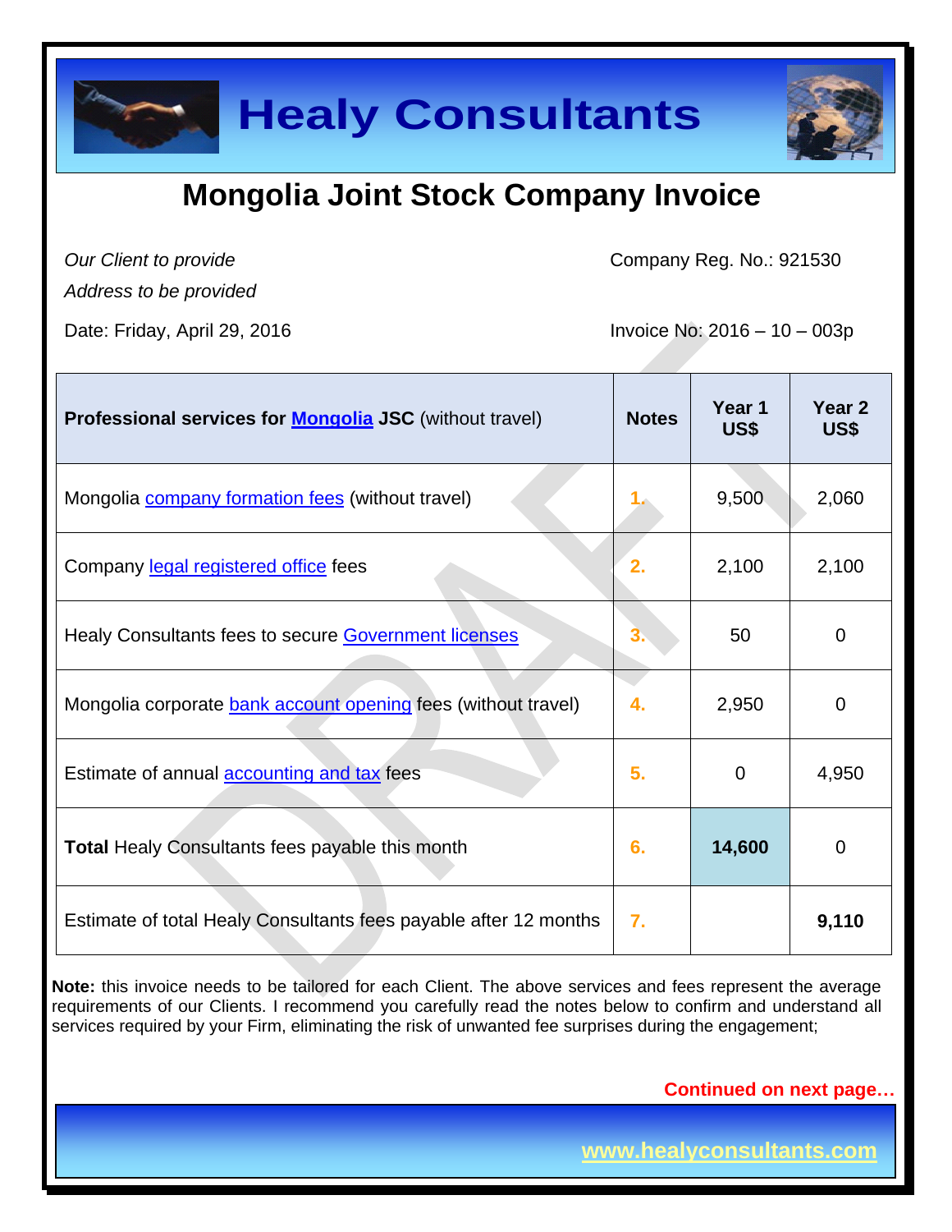# Healy Consultants

## Mongolia Joint Stock Company Invoice

*Our Client to provide*
*Address to be provided*

Company Reg. No.: 921530

Date: Friday, April 29, 2016

Invoice No: 2016 – 10 – 003p

| **Professional services for Mongolia JSC** (without travel) | **Notes** | **Year 1 US$** | **Year 2 US$** |
|---|---|---|---|
| Mongolia company formation fees (without travel) | 1. | 9,500 | 2,060 |
| Company legal registered office fees | 2. | 2,100 | 2,100 |
| Healy Consultants fees to secure Government licenses | 3. | 50 | 0 |
| Mongolia corporate bank account opening fees (without travel) | 4. | 2,950 | 0 |
| Estimate of annual accounting and tax fees | 5. | 0 | 4,950 |
| **Total** Healy Consultants fees payable this month | 6. | **14,600** | 0 |
| Estimate of total Healy Consultants fees payable after 12 months | 7. | | **9,110** |

**Note:** this invoice needs to be tailored for each Client. The above services and fees represent the average requirements of our Clients. I recommend you carefully read the notes below to confirm and understand all services required by your Firm, eliminating the risk of unwanted fee surprises during the engagement;

**Continued on next page…**

www.healyconsultants.com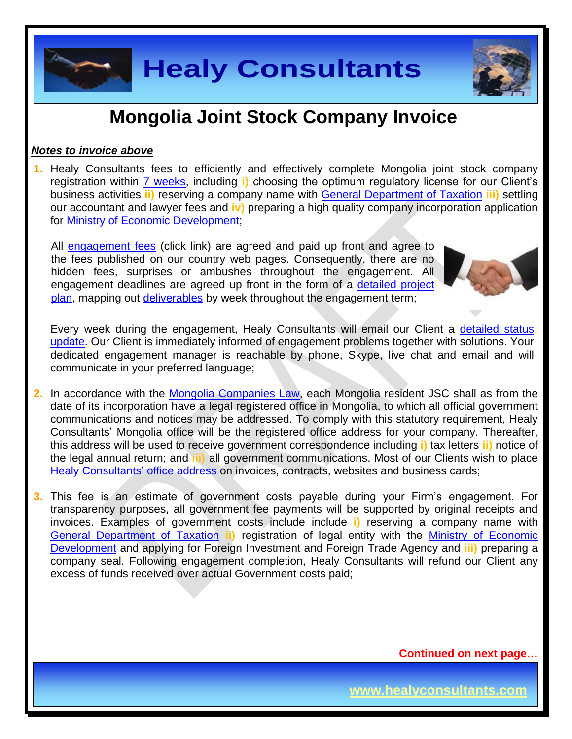# Mongolia Joint Stock Company Invoice

***Notes to invoice above***

1. Healy Consultants fees to efficiently and effectively complete Mongolia joint stock company registration within 7 weeks, including **i)** choosing the optimum regulatory license for our Client's business activities **ii)** reserving a company name with General Department of Taxation **iii)** settling our accountant and lawyer fees and **iv)** preparing a high quality company incorporation application for Ministry of Economic Development;

   All engagement fees (click link) are agreed and paid up front and agree to the fees published on our country web pages. Consequently, there are no hidden fees, surprises or ambushes throughout the engagement. All engagement deadlines are agreed up front in the form of a detailed project plan, mapping out deliverables by week throughout the engagement term;

   Every week during the engagement, Healy Consultants will email our Client a detailed status update. Our Client is immediately informed of engagement problems together with solutions. Your dedicated engagement manager is reachable by phone, Skype, live chat and email and will communicate in your preferred language;

2. In accordance with the Mongolia Companies Law, each Mongolia resident JSC shall as from the date of its incorporation have a legal registered office in Mongolia, to which all official government communications and notices may be addressed. To comply with this statutory requirement, Healy Consultants' Mongolia office will be the registered office address for your company. Thereafter, this address will be used to receive government correspondence including **i)** tax letters **ii)** notice of the legal annual return; and **iii)** all government communications. Most of our Clients wish to place Healy Consultants' office address on invoices, contracts, websites and business cards;

3. This fee is an estimate of government costs payable during your Firm's engagement. For transparency purposes, all government fee payments will be supported by original receipts and invoices. Examples of government costs include include **i)** reserving a company name with General Department of Taxation **ii)** registration of legal entity with the Ministry of Economic Development and applying for Foreign Investment and Foreign Trade Agency and **iii)** preparing a company seal. Following engagement completion, Healy Consultants will refund our Client any excess of funds received over actual Government costs paid;

**Continued on next page…**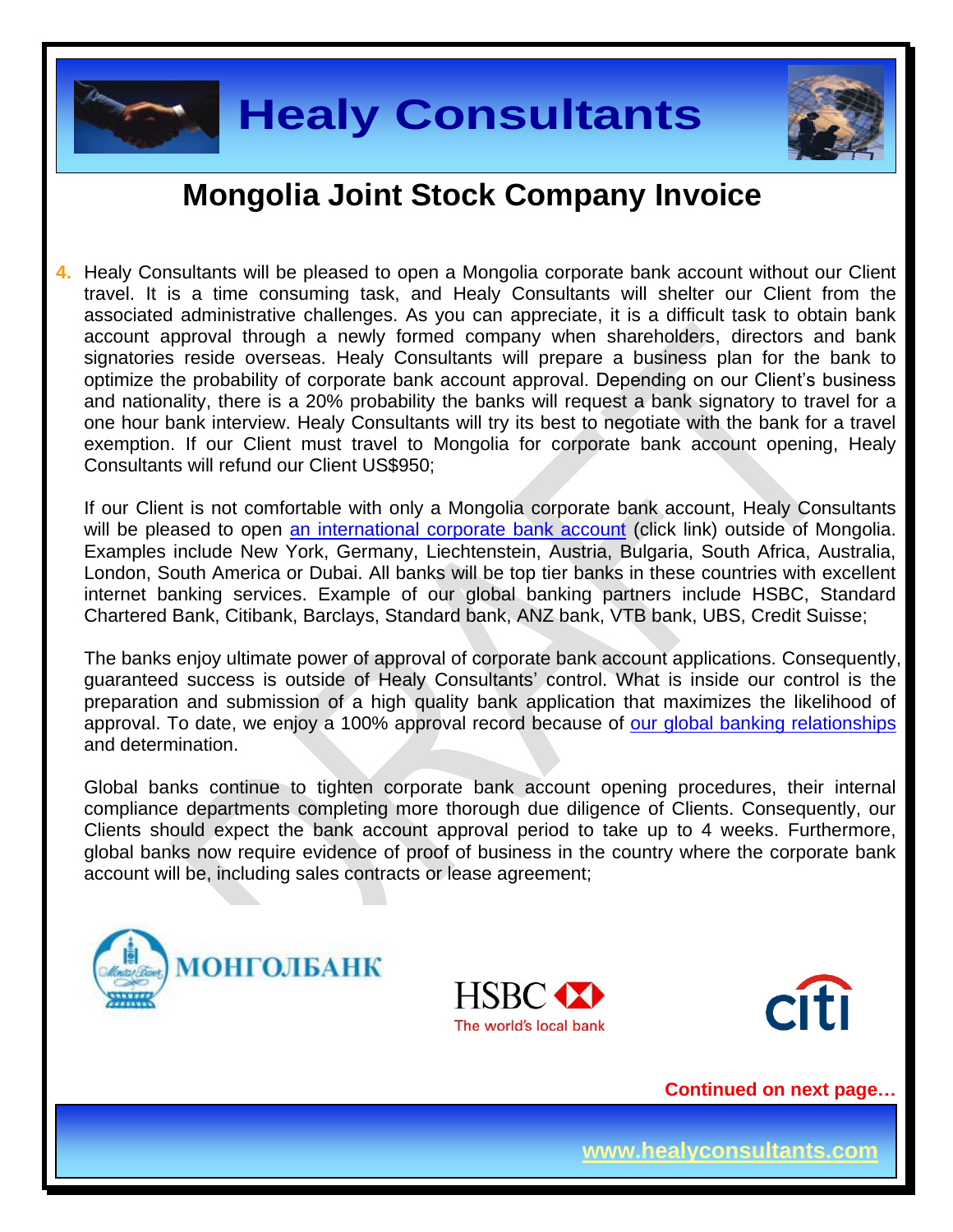# Mongolia Joint Stock Company Invoice

4. Healy Consultants will be pleased to open a Mongolia corporate bank account without our Client travel. It is a time consuming task, and Healy Consultants will shelter our Client from the associated administrative challenges. As you can appreciate, it is a difficult task to obtain bank account approval through a newly formed company when shareholders, directors and bank signatories reside overseas. Healy Consultants will prepare a business plan for the bank to optimize the probability of corporate bank account approval. Depending on our Client's business and nationality, there is a 20% probability the banks will request a bank signatory to travel for a one hour bank interview. Healy Consultants will try its best to negotiate with the bank for a travel exemption. If our Client must travel to Mongolia for corporate bank account opening, Healy Consultants will refund our Client US$950;

   If our Client is not comfortable with only a Mongolia corporate bank account, Healy Consultants will be pleased to open an international corporate bank account (click link) outside of Mongolia. Examples include New York, Germany, Liechtenstein, Austria, Bulgaria, South Africa, Australia, London, South America or Dubai. All banks will be top tier banks in these countries with excellent internet banking services. Example of our global banking partners include HSBC, Standard Chartered Bank, Citibank, Barclays, Standard bank, ANZ bank, VTB bank, UBS, Credit Suisse;

   The banks enjoy ultimate power of approval of corporate bank account applications. Consequently, guaranteed success is outside of Healy Consultants' control. What is inside our control is the preparation and submission of a high quality bank application that maximizes the likelihood of approval. To date, we enjoy a 100% approval record because of our global banking relationships and determination.

   Global banks continue to tighten corporate bank account opening procedures, their internal compliance departments completing more thorough due diligence of Clients. Consequently, our Clients should expect the bank account approval period to take up to 4 weeks. Furthermore, global banks now require evidence of proof of business in the country where the corporate bank account will be, including sales contracts or lease agreement;

**Continued on next page…**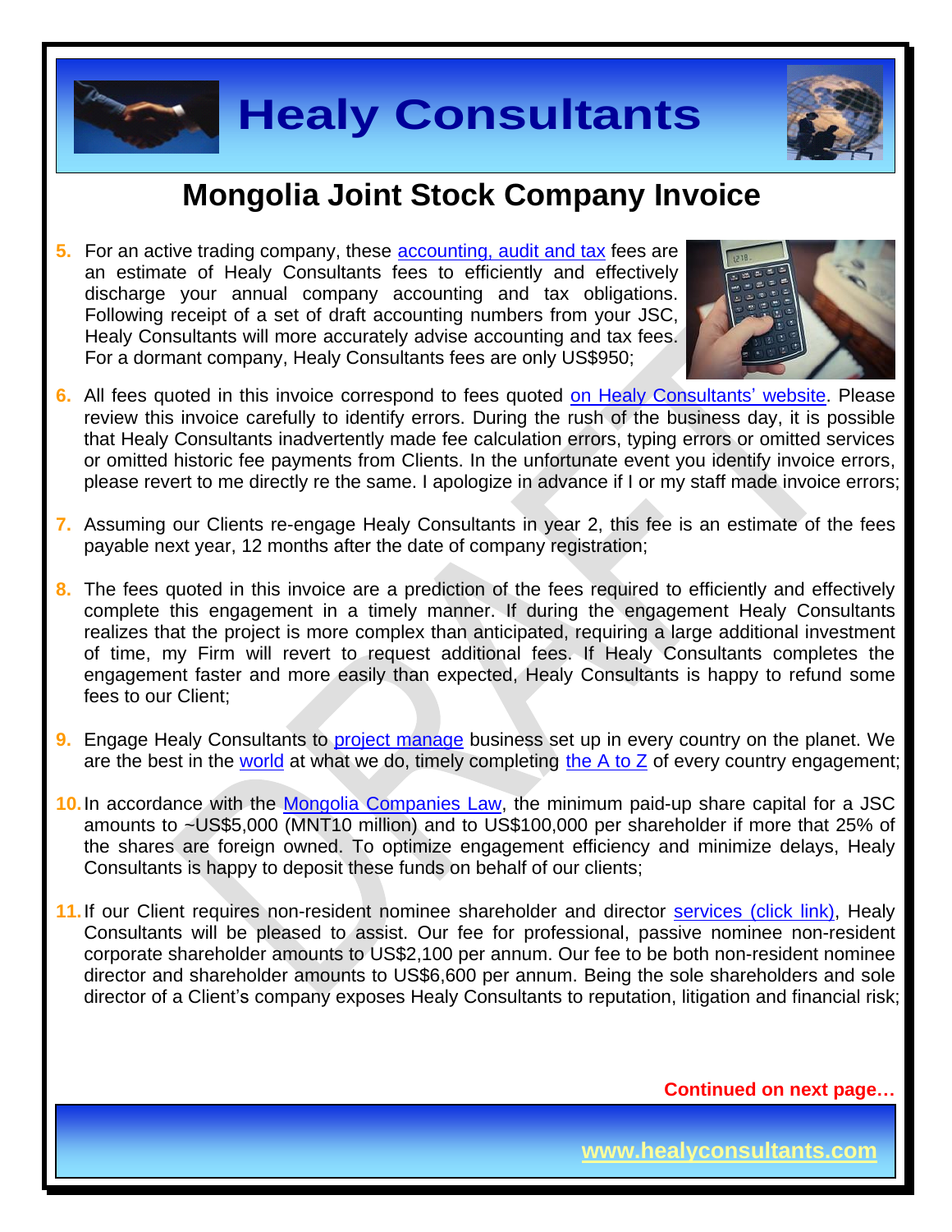# Mongolia Joint Stock Company Invoice

5. For an active trading company, these accounting, audit and tax fees are an estimate of Healy Consultants fees to efficiently and effectively discharge your annual company accounting and tax obligations. Following receipt of a set of draft accounting numbers from your JSC, Healy Consultants will more accurately advise accounting and tax fees. For a dormant company, Healy Consultants fees are only US$950;

6. All fees quoted in this invoice correspond to fees quoted on Healy Consultants' website. Please review this invoice carefully to identify errors. During the rush of the business day, it is possible that Healy Consultants inadvertently made fee calculation errors, typing errors or omitted services or omitted historic fee payments from Clients. In the unfortunate event you identify invoice errors, please revert to me directly re the same. I apologize in advance if I or my staff made invoice errors;

7. Assuming our Clients re-engage Healy Consultants in year 2, this fee is an estimate of the fees payable next year, 12 months after the date of company registration;

8. The fees quoted in this invoice are a prediction of the fees required to efficiently and effectively complete this engagement in a timely manner. If during the engagement Healy Consultants realizes that the project is more complex than anticipated, requiring a large additional investment of time, my Firm will revert to request additional fees. If Healy Consultants completes the engagement faster and more easily than expected, Healy Consultants is happy to refund some fees to our Client;

9. Engage Healy Consultants to project manage business set up in every country on the planet. We are the best in the world at what we do, timely completing the A to Z of every country engagement;

10. In accordance with the Mongolia Companies Law, the minimum paid-up share capital for a JSC amounts to ~US$5,000 (MNT10 million) and to US$100,000 per shareholder if more that 25% of the shares are foreign owned. To optimize engagement efficiency and minimize delays, Healy Consultants is happy to deposit these funds on behalf of our clients;

11. If our Client requires non-resident nominee shareholder and director services (click link), Healy Consultants will be pleased to assist. Our fee for professional, passive nominee non-resident corporate shareholder amounts to US$2,100 per annum. Our fee to be both non-resident nominee director and shareholder amounts to US$6,600 per annum. Being the sole shareholders and sole director of a Client's company exposes Healy Consultants to reputation, litigation and financial risk;

**Continued on next page…**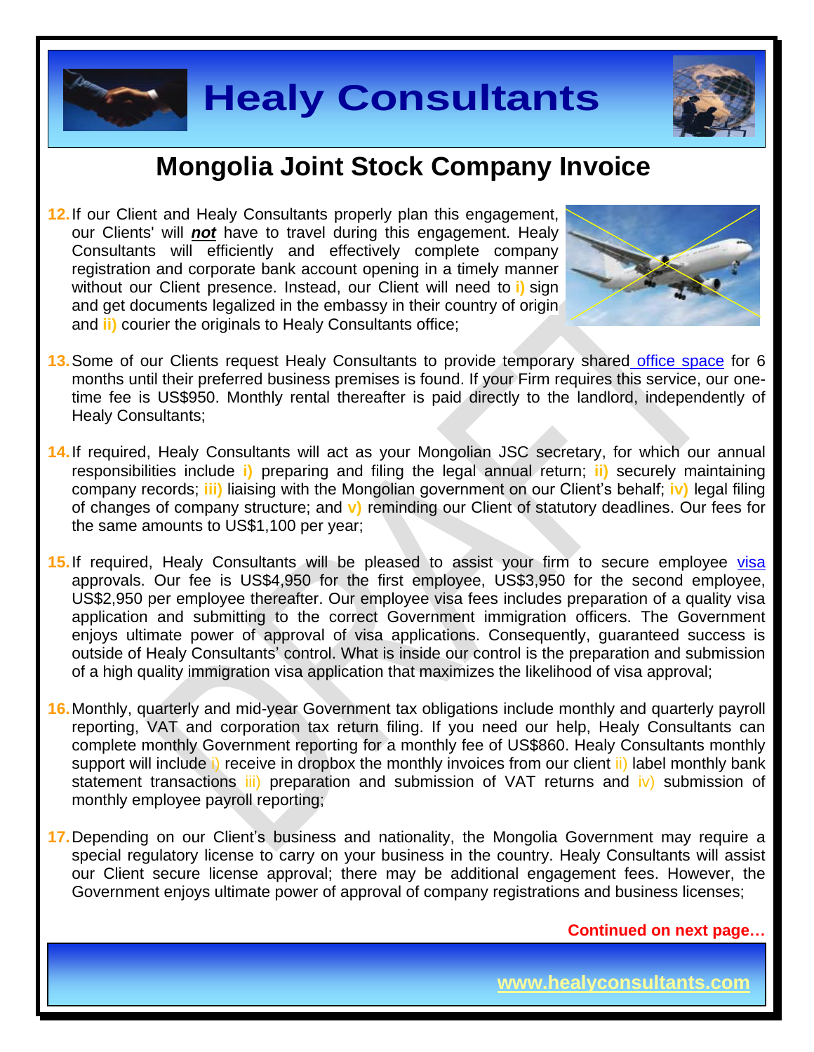# Healy Consultants

## Mongolia Joint Stock Company Invoice

12. If our Client and Healy Consultants properly plan this engagement, our Clients' will ***not*** have to travel during this engagement. Healy Consultants will efficiently and effectively complete company registration and corporate bank account opening in a timely manner without our Client presence. Instead, our Client will need to **i)** sign and get documents legalized in the embassy in their country of origin and **ii)** courier the originals to Healy Consultants office;

13. Some of our Clients request Healy Consultants to provide temporary shared office space for 6 months until their preferred business premises is found. If your Firm requires this service, our one-time fee is US$950. Monthly rental thereafter is paid directly to the landlord, independently of Healy Consultants;

14. If required, Healy Consultants will act as your Mongolian JSC secretary, for which our annual responsibilities include **i)** preparing and filing the legal annual return; **ii)** securely maintaining company records; **iii)** liaising with the Mongolian government on our Client's behalf; **iv)** legal filing of changes of company structure; and **v)** reminding our Client of statutory deadlines. Our fees for the same amounts to US$1,100 per year;

15. If required, Healy Consultants will be pleased to assist your firm to secure employee visa approvals. Our fee is US$4,950 for the first employee, US$3,950 for the second employee, US$2,950 per employee thereafter. Our employee visa fees includes preparation of a quality visa application and submitting to the correct Government immigration officers. The Government enjoys ultimate power of approval of visa applications. Consequently, guaranteed success is outside of Healy Consultants' control. What is inside our control is the preparation and submission of a high quality immigration visa application that maximizes the likelihood of visa approval;

16. Monthly, quarterly and mid-year Government tax obligations include monthly and quarterly payroll reporting, VAT and corporation tax return filing. If you need our help, Healy Consultants can complete monthly Government reporting for a monthly fee of US$860. Healy Consultants monthly support will include i) receive in dropbox the monthly invoices from our client ii) label monthly bank statement transactions iii) preparation and submission of VAT returns and iv) submission of monthly employee payroll reporting;

17. Depending on our Client's business and nationality, the Mongolia Government may require a special regulatory license to carry on your business in the country. Healy Consultants will assist our Client secure license approval; there may be additional engagement fees. However, the Government enjoys ultimate power of approval of company registrations and business licenses;

**Continued on next page…**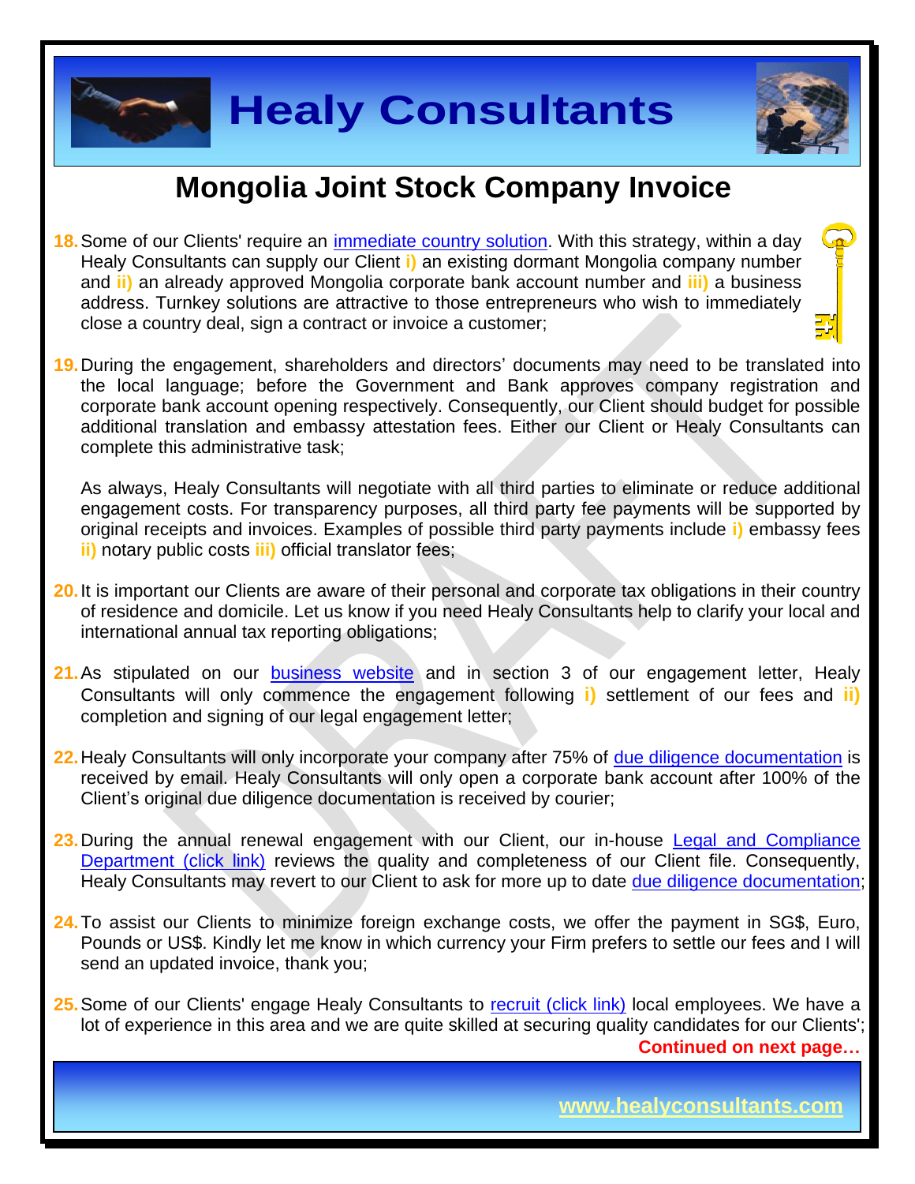# Mongolia Joint Stock Company Invoice

18. Some of our Clients' require an immediate country solution. With this strategy, within a day Healy Consultants can supply our Client **i)** an existing dormant Mongolia company number and **ii)** an already approved Mongolia corporate bank account number and **iii)** a business address. Turnkey solutions are attractive to those entrepreneurs who wish to immediately close a country deal, sign a contract or invoice a customer;

19. During the engagement, shareholders and directors' documents may need to be translated into the local language; before the Government and Bank approves company registration and corporate bank account opening respectively. Consequently, our Client should budget for possible additional translation and embassy attestation fees. Either our Client or Healy Consultants can complete this administrative task;

    As always, Healy Consultants will negotiate with all third parties to eliminate or reduce additional engagement costs. For transparency purposes, all third party fee payments will be supported by original receipts and invoices. Examples of possible third party payments include **i)** embassy fees **ii)** notary public costs **iii)** official translator fees;

20. It is important our Clients are aware of their personal and corporate tax obligations in their country of residence and domicile. Let us know if you need Healy Consultants help to clarify your local and international annual tax reporting obligations;

21. As stipulated on our business website and in section 3 of our engagement letter, Healy Consultants will only commence the engagement following **i)** settlement of our fees and **ii)** completion and signing of our legal engagement letter;

22. Healy Consultants will only incorporate your company after 75% of due diligence documentation is received by email. Healy Consultants will only open a corporate bank account after 100% of the Client's original due diligence documentation is received by courier;

23. During the annual renewal engagement with our Client, our in-house Legal and Compliance Department (click link) reviews the quality and completeness of our Client file. Consequently, Healy Consultants may revert to our Client to ask for more up to date due diligence documentation;

24. To assist our Clients to minimize foreign exchange costs, we offer the payment in SG$, Euro, Pounds or US$. Kindly let me know in which currency your Firm prefers to settle our fees and I will send an updated invoice, thank you;

25. Some of our Clients' engage Healy Consultants to recruit (click link) local employees. We have a lot of experience in this area and we are quite skilled at securing quality candidates for our Clients';

**Continued on next page…**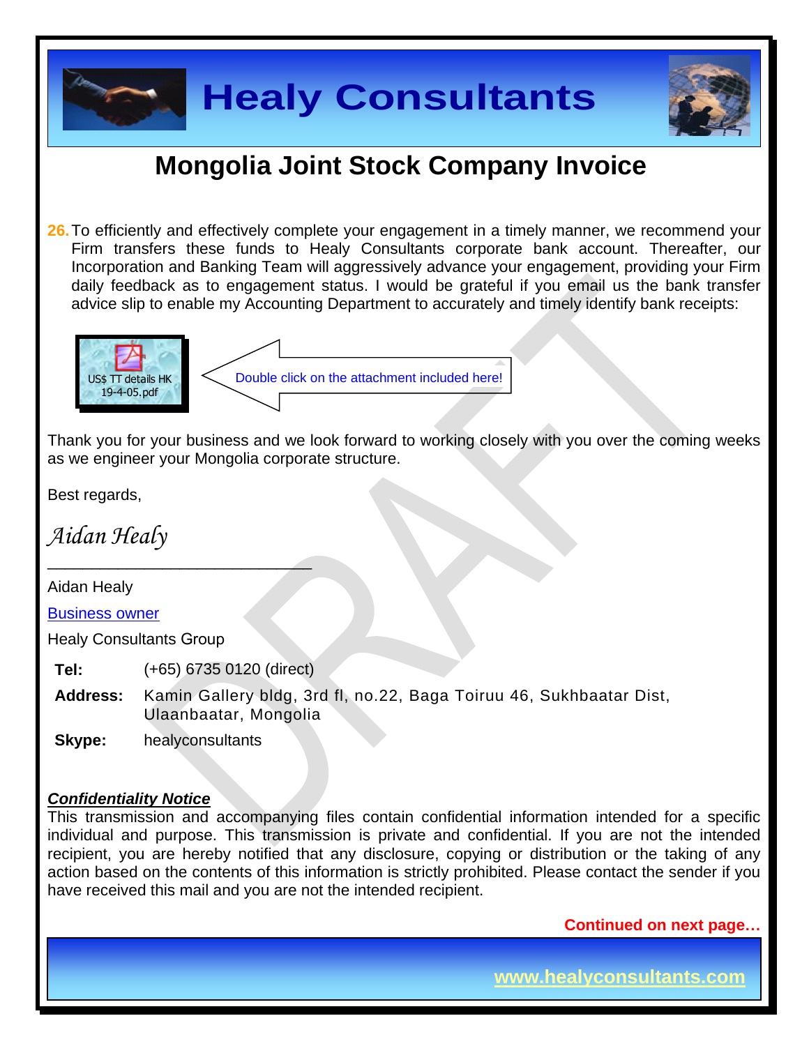# Mongolia Joint Stock Company Invoice

26. To efficiently and effectively complete your engagement in a timely manner, we recommend your Firm transfers these funds to Healy Consultants corporate bank account. Thereafter, our Incorporation and Banking Team will aggressively advance your engagement, providing your Firm daily feedback as to engagement status. I would be grateful if you email us the bank transfer advice slip to enable my Accounting Department to accurately and timely identify bank receipts:

US$ TT details HK 19-4-05.pdf

Double click on the attachment included here!

Thank you for your business and we look forward to working closely with you over the coming weeks as we engineer your Mongolia corporate structure.

Best regards,

*Aidan Healy*

______________________________

Aidan Healy

Business owner

Healy Consultants Group

| | |
|---|---|
| **Tel:** | (+65) 6735 0120 (direct) |
| **Address:** | Kamin Gallery bldg, 3rd fl, no.22, Baga Toiruu 46, Sukhbaatar Dist, Ulaanbaatar, Mongolia |
| **Skype:** | healyconsultants |

***Confidentiality Notice***

This transmission and accompanying files contain confidential information intended for a specific individual and purpose. This transmission is private and confidential. If you are not the intended recipient, you are hereby notified that any disclosure, copying or distribution or the taking of any action based on the contents of this information is strictly prohibited. Please contact the sender if you have received this mail and you are not the intended recipient.

**Continued on next page…**